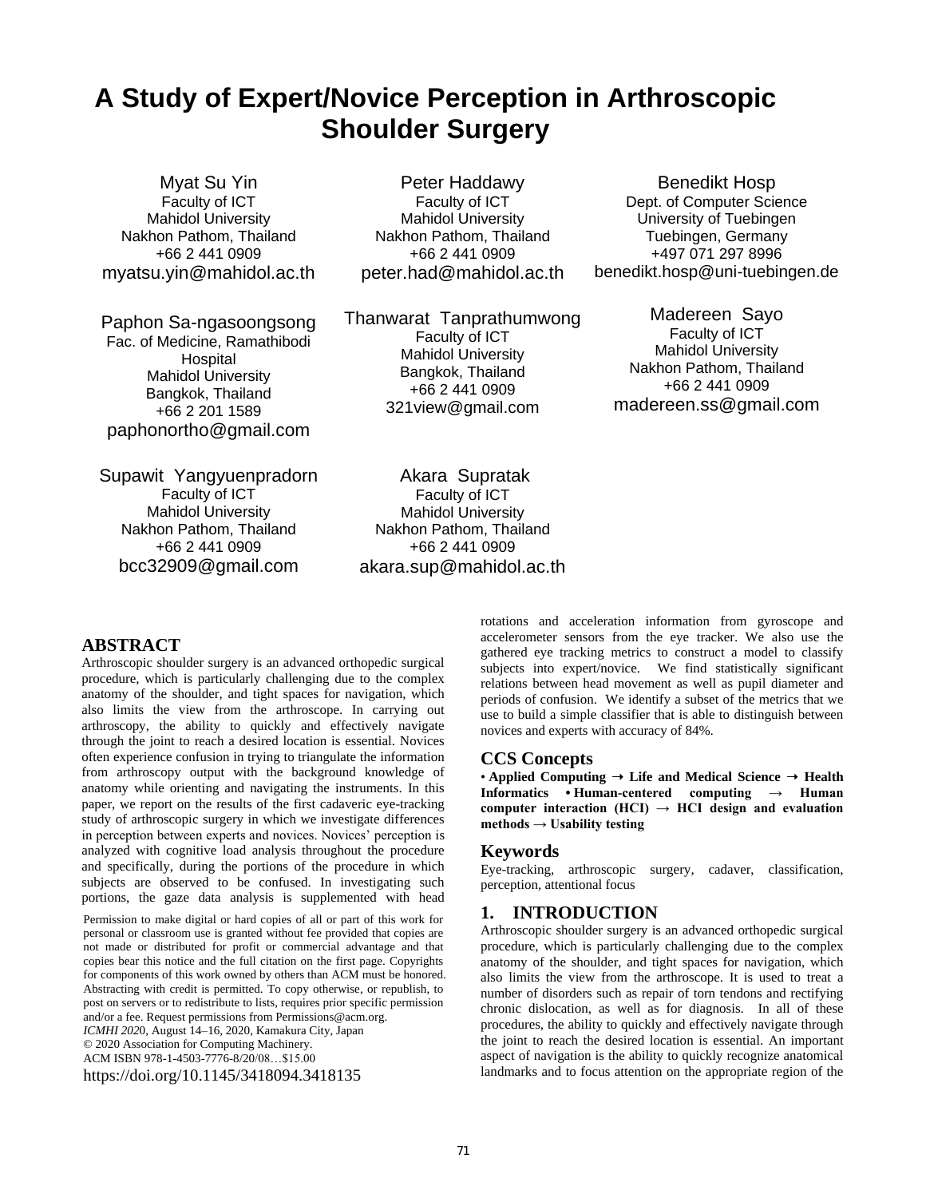# A Study of Expert/Novice Perception in Arthroscopic Shoulder Surgery

Myat Su Yin
Faculty of ICT
Mahidol University
Nakhon Pathom, Thailand
+66 2 441 0909
myatsu.yin@mahidol.ac.th

Peter Haddawy
Faculty of ICT
Mahidol University
Nakhon Pathom, Thailand
+66 2 441 0909
peter.had@mahidol.ac.th

Benedikt Hosp
Dept. of Computer Science
University of Tuebingen
Tuebingen, Germany
+497 071 297 8996
benedikt.hosp@uni-tuebingen.de

Paphon Sa-ngasoongsong
Fac. of Medicine, Ramathibodi Hospital
Mahidol University
Bangkok, Thailand
+66 2 201 1589
paphonortho@gmail.com

Thanwarat Tanprathumwong
Faculty of ICT
Mahidol University
Bangkok, Thailand
+66 2 441 0909
321view@gmail.com

Madereen Sayo
Faculty of ICT
Mahidol University
Nakhon Pathom, Thailand
+66 2 441 0909
madereen.ss@gmail.com

Supawit Yangyuenpradorn
Faculty of ICT
Mahidol University
Nakhon Pathom, Thailand
+66 2 441 0909
bcc32909@gmail.com

Akara Supratak
Faculty of ICT
Mahidol University
Nakhon Pathom, Thailand
+66 2 441 0909
akara.sup@mahidol.ac.th

## ABSTRACT

Arthroscopic shoulder surgery is an advanced orthopedic surgical procedure, which is particularly challenging due to the complex anatomy of the shoulder, and tight spaces for navigation, which also limits the view from the arthroscope. In carrying out arthroscopy, the ability to quickly and effectively navigate through the joint to reach a desired location is essential. Novices often experience confusion in trying to triangulate the information from arthroscopy output with the background knowledge of anatomy while orienting and navigating the instruments. In this paper, we report on the results of the first cadaveric eye-tracking study of arthroscopic surgery in which we investigate differences in perception between experts and novices. Novices' perception is analyzed with cognitive load analysis throughout the procedure and specifically, during the portions of the procedure in which subjects are observed to be confused. In investigating such portions, the gaze data analysis is supplemented with head rotations and acceleration information from gyroscope and accelerometer sensors from the eye tracker. We also use the gathered eye tracking metrics to construct a model to classify subjects into expert/novice. We find statistically significant relations between head movement as well as pupil diameter and periods of confusion. We identify a subset of the metrics that we use to build a simple classifier that is able to distinguish between novices and experts with accuracy of 84%.

Permission to make digital or hard copies of all or part of this work for personal or classroom use is granted without fee provided that copies are not made or distributed for profit or commercial advantage and that copies bear this notice and the full citation on the first page. Copyrights for components of this work owned by others than ACM must be honored. Abstracting with credit is permitted. To copy otherwise, or republish, to post on servers or to redistribute to lists, requires prior specific permission and/or a fee. Request permissions from Permissions@acm.org.
*ICMHI 2020*, August 14–16, 2020, Kamakura City, Japan
© 2020 Association for Computing Machinery.
ACM ISBN 978-1-4503-7776-8/20/08…$15.00
https://doi.org/10.1145/3418094.3418135

## CCS Concepts

• **Applied Computing → Life and Medical Science → Health Informatics • Human-centered computing → Human computer interaction (HCI) → HCI design and evaluation methods → Usability testing**

## Keywords

Eye-tracking, arthroscopic surgery, cadaver, classification, perception, attentional focus

## 1. INTRODUCTION

Arthroscopic shoulder surgery is an advanced orthopedic surgical procedure, which is particularly challenging due to the complex anatomy of the shoulder, and tight spaces for navigation, which also limits the view from the arthroscope. It is used to treat a number of disorders such as repair of torn tendons and rectifying chronic dislocation, as well as for diagnosis. In all of these procedures, the ability to quickly and effectively navigate through the joint to reach the desired location is essential. An important aspect of navigation is the ability to quickly recognize anatomical landmarks and to focus attention on the appropriate region of the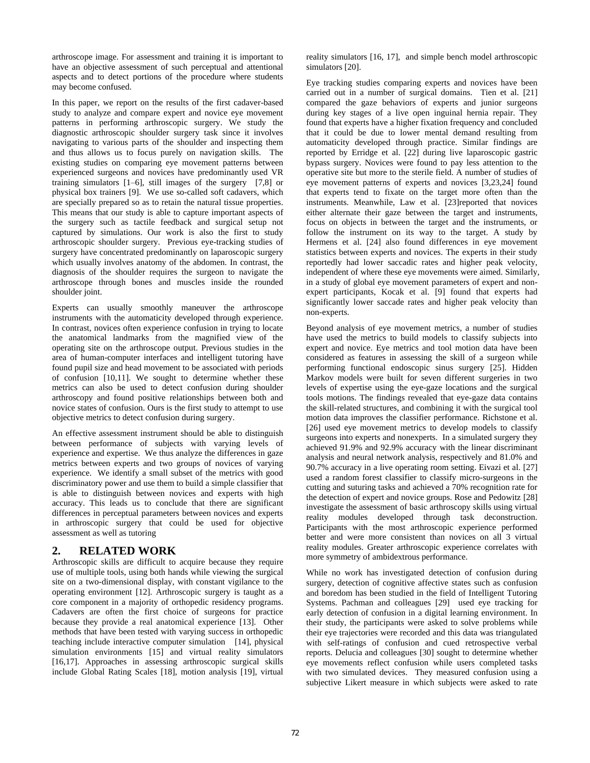arthroscope image. For assessment and training it is important to have an objective assessment of such perceptual and attentional aspects and to detect portions of the procedure where students may become confused.

In this paper, we report on the results of the first cadaver-based study to analyze and compare expert and novice eye movement patterns in performing arthroscopic surgery. We study the diagnostic arthroscopic shoulder surgery task since it involves navigating to various parts of the shoulder and inspecting them and thus allows us to focus purely on navigation skills. The existing studies on comparing eye movement patterns between experienced surgeons and novices have predominantly used VR training simulators [1–6], still images of the surgery [7,8] or physical box trainers [9]. We use so-called soft cadavers, which are specially prepared so as to retain the natural tissue properties. This means that our study is able to capture important aspects of the surgery such as tactile feedback and surgical setup not captured by simulations. Our work is also the first to study arthroscopic shoulder surgery. Previous eye-tracking studies of surgery have concentrated predominantly on laparoscopic surgery which usually involves anatomy of the abdomen. In contrast, the diagnosis of the shoulder requires the surgeon to navigate the arthroscope through bones and muscles inside the rounded shoulder joint.

Experts can usually smoothly maneuver the arthroscope instruments with the automaticity developed through experience. In contrast, novices often experience confusion in trying to locate the anatomical landmarks from the magnified view of the operating site on the arthroscope output. Previous studies in the area of human-computer interfaces and intelligent tutoring have found pupil size and head movement to be associated with periods of confusion [10,11]. We sought to determine whether these metrics can also be used to detect confusion during shoulder arthroscopy and found positive relationships between both and novice states of confusion. Ours is the first study to attempt to use objective metrics to detect confusion during surgery.

An effective assessment instrument should be able to distinguish between performance of subjects with varying levels of experience and expertise. We thus analyze the differences in gaze metrics between experts and two groups of novices of varying experience. We identify a small subset of the metrics with good discriminatory power and use them to build a simple classifier that is able to distinguish between novices and experts with high accuracy. This leads us to conclude that there are significant differences in perceptual parameters between novices and experts in arthroscopic surgery that could be used for objective assessment as well as tutoring

## 2. RELATED WORK

Arthroscopic skills are difficult to acquire because they require use of multiple tools, using both hands while viewing the surgical site on a two-dimensional display, with constant vigilance to the operating environment [12]. Arthroscopic surgery is taught as a core component in a majority of orthopedic residency programs. Cadavers are often the first choice of surgeons for practice because they provide a real anatomical experience [13]. Other methods that have been tested with varying success in orthopedic teaching include interactive computer simulation [14], physical simulation environments [15] and virtual reality simulators [16,17]. Approaches in assessing arthroscopic surgical skills include Global Rating Scales [18], motion analysis [19], virtual reality simulators [16, 17], and simple bench model arthroscopic simulators [20].

Eye tracking studies comparing experts and novices have been carried out in a number of surgical domains. Tien et al. [21] compared the gaze behaviors of experts and junior surgeons during key stages of a live open inguinal hernia repair. They found that experts have a higher fixation frequency and concluded that it could be due to lower mental demand resulting from automaticity developed through practice. Similar findings are reported by Erridge et al. [22] during live laparoscopic gastric bypass surgery. Novices were found to pay less attention to the operative site but more to the sterile field. A number of studies of eye movement patterns of experts and novices [3,23,24] found that experts tend to fixate on the target more often than the instruments. Meanwhile, Law et al. [23]reported that novices either alternate their gaze between the target and instruments, focus on objects in between the target and the instruments, or follow the instrument on its way to the target. A study by Hermens et al. [24] also found differences in eye movement statistics between experts and novices. The experts in their study reportedly had lower saccadic rates and higher peak velocity, independent of where these eye movements were aimed. Similarly, in a study of global eye movement parameters of expert and non-expert participants, Kocak et al. [9] found that experts had significantly lower saccade rates and higher peak velocity than non-experts.

Beyond analysis of eye movement metrics, a number of studies have used the metrics to build models to classify subjects into expert and novice. Eye metrics and tool motion data have been considered as features in assessing the skill of a surgeon while performing functional endoscopic sinus surgery [25]. Hidden Markov models were built for seven different surgeries in two levels of expertise using the eye-gaze locations and the surgical tools motions. The findings revealed that eye-gaze data contains the skill-related structures, and combining it with the surgical tool motion data improves the classifier performance. Richstone et al. [26] used eye movement metrics to develop models to classify surgeons into experts and nonexperts. In a simulated surgery they achieved 91.9% and 92.9% accuracy with the linear discriminant analysis and neural network analysis, respectively and 81.0% and 90.7% accuracy in a live operating room setting. Eivazi et al. [27] used a random forest classifier to classify micro-surgeons in the cutting and suturing tasks and achieved a 70% recognition rate for the detection of expert and novice groups. Rose and Pedowitz [28] investigate the assessment of basic arthroscopy skills using virtual reality modules developed through task deconstruction. Participants with the most arthroscopic experience performed better and were more consistent than novices on all 3 virtual reality modules. Greater arthroscopic experience correlates with more symmetry of ambidextrous performance.

While no work has investigated detection of confusion during surgery, detection of cognitive affective states such as confusion and boredom has been studied in the field of Intelligent Tutoring Systems. Pachman and colleagues [29] used eye tracking for early detection of confusion in a digital learning environment. In their study, the participants were asked to solve problems while their eye trajectories were recorded and this data was triangulated with self-ratings of confusion and cued retrospective verbal reports. Delucia and colleagues [30] sought to determine whether eye movements reflect confusion while users completed tasks with two simulated devices. They measured confusion using a subjective Likert measure in which subjects were asked to rate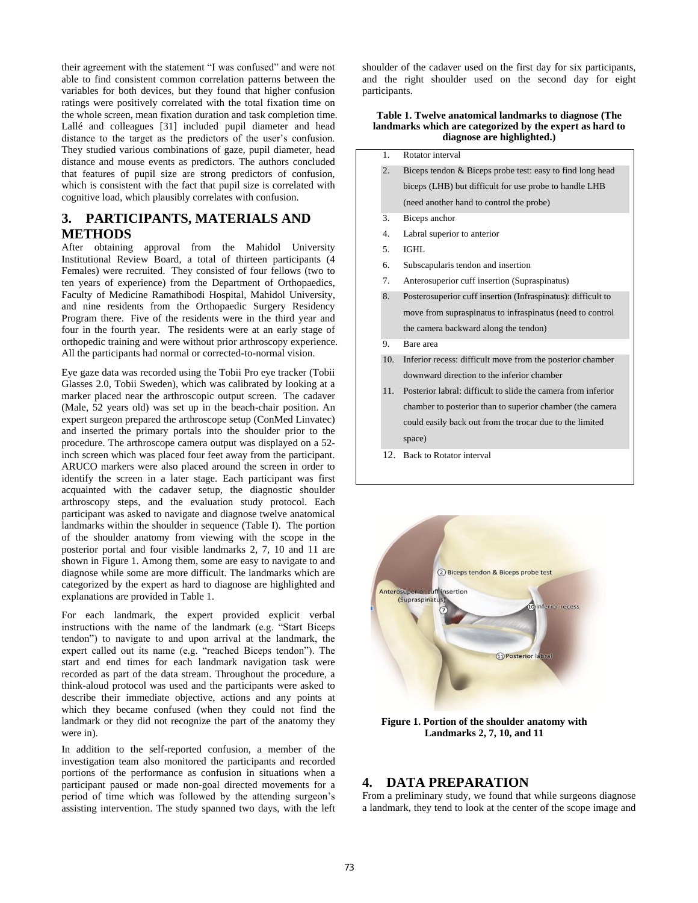their agreement with the statement "I was confused" and were not able to find consistent common correlation patterns between the variables for both devices, but they found that higher confusion ratings were positively correlated with the total fixation time on the whole screen, mean fixation duration and task completion time. Lallé and colleagues [31] included pupil diameter and head distance to the target as the predictors of the user's confusion. They studied various combinations of gaze, pupil diameter, head distance and mouse events as predictors. The authors concluded that features of pupil size are strong predictors of confusion, which is consistent with the fact that pupil size is correlated with cognitive load, which plausibly correlates with confusion.

# 3. PARTICIPANTS, MATERIALS AND METHODS

After obtaining approval from the Mahidol University Institutional Review Board, a total of thirteen participants (4 Females) were recruited. They consisted of four fellows (two to ten years of experience) from the Department of Orthopaedics, Faculty of Medicine Ramathibodi Hospital, Mahidol University, and nine residents from the Orthopaedic Surgery Residency Program there. Five of the residents were in the third year and four in the fourth year. The residents were at an early stage of orthopedic training and were without prior arthroscopy experience. All the participants had normal or corrected-to-normal vision.

Eye gaze data was recorded using the Tobii Pro eye tracker (Tobii Glasses 2.0, Tobii Sweden), which was calibrated by looking at a marker placed near the arthroscopic output screen. The cadaver (Male, 52 years old) was set up in the beach-chair position. An expert surgeon prepared the arthroscope setup (ConMed Linvatec) and inserted the primary portals into the shoulder prior to the procedure. The arthroscope camera output was displayed on a 52-inch screen which was placed four feet away from the participant. ARUCO markers were also placed around the screen in order to identify the screen in a later stage. Each participant was first acquainted with the cadaver setup, the diagnostic shoulder arthroscopy steps, and the evaluation study protocol. Each participant was asked to navigate and diagnose twelve anatomical landmarks within the shoulder in sequence (Table I). The portion of the shoulder anatomy from viewing with the scope in the posterior portal and four visible landmarks 2, 7, 10 and 11 are shown in Figure 1. Among them, some are easy to navigate to and diagnose while some are more difficult. The landmarks which are categorized by the expert as hard to diagnose are highlighted and explanations are provided in Table 1.

For each landmark, the expert provided explicit verbal instructions with the name of the landmark (e.g. "Start Biceps tendon") to navigate to and upon arrival at the landmark, the expert called out its name (e.g. "reached Biceps tendon"). The start and end times for each landmark navigation task were recorded as part of the data stream. Throughout the procedure, a think-aloud protocol was used and the participants were asked to describe their immediate objective, actions and any points at which they became confused (when they could not find the landmark or they did not recognize the part of the anatomy they were in).

In addition to the self-reported confusion, a member of the investigation team also monitored the participants and recorded portions of the performance as confusion in situations when a participant paused or made non-goal directed movements for a period of time which was followed by the attending surgeon's assisting intervention. The study spanned two days, with the left shoulder of the cadaver used on the first day for six participants, and the right shoulder used on the second day for eight participants.

**Table 1. Twelve anatomical landmarks to diagnose (The landmarks which are categorized by the expert as hard to diagnose are highlighted.)**

| # | Landmark |
|---|---|
| 1. | Rotator interval |
| 2. | Biceps tendon & Biceps probe test: easy to find long head biceps (LHB) but difficult for use probe to handle LHB (need another hand to control the probe) |
| 3. | Biceps anchor |
| 4. | Labral superior to anterior |
| 5. | IGHL |
| 6. | Subscapularis tendon and insertion |
| 7. | Anterosuperior cuff insertion (Supraspinatus) |
| 8. | Posterosuperior cuff insertion (Infraspinatus): difficult to move from supraspinatus to infraspinatus (need to control the camera backward along the tendon) |
| 9. | Bare area |
| 10. | Inferior recess: difficult move from the posterior chamber downward direction to the inferior chamber |
| 11. | Posterior labral: difficult to slide the camera from inferior chamber to posterior than to superior chamber (the camera could easily back out from the trocar due to the limited space) |
| 12. | Back to Rotator interval |

**Figure 1. Portion of the shoulder anatomy with Landmarks 2, 7, 10, and 11**

# 4. DATA PREPARATION

From a preliminary study, we found that while surgeons diagnose a landmark, they tend to look at the center of the scope image and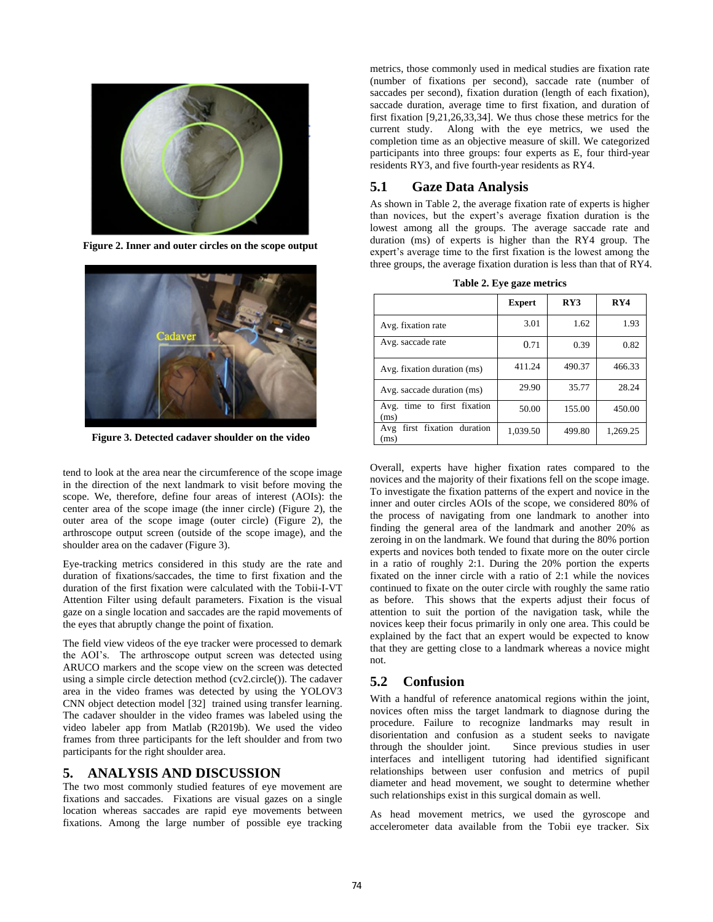Figure 2. Inner and outer circles on the scope output

Figure 3. Detected cadaver shoulder on the video

tend to look at the area near the circumference of the scope image in the direction of the next landmark to visit before moving the scope. We, therefore, define four areas of interest (AOIs): the center area of the scope image (the inner circle) (Figure 2), the outer area of the scope image (outer circle) (Figure 2), the arthroscope output screen (outside of the scope image), and the shoulder area on the cadaver (Figure 3).

Eye-tracking metrics considered in this study are the rate and duration of fixations/saccades, the time to first fixation and the duration of the first fixation were calculated with the Tobii-I-VT Attention Filter using default parameters. Fixation is the visual gaze on a single location and saccades are the rapid movements of the eyes that abruptly change the point of fixation.

The field view videos of the eye tracker were processed to demark the AOI's. The arthroscope output screen was detected using ARUCO markers and the scope view on the screen was detected using a simple circle detection method (cv2.circle()). The cadaver area in the video frames was detected by using the YOLOV3 CNN object detection model [32] trained using transfer learning. The cadaver shoulder in the video frames was labeled using the video labeler app from Matlab (R2019b). We used the video frames from three participants for the left shoulder and from two participants for the right shoulder area.

## 5. ANALYSIS AND DISCUSSION

The two most commonly studied features of eye movement are fixations and saccades. Fixations are visual gazes on a single location whereas saccades are rapid eye movements between fixations. Among the large number of possible eye tracking metrics, those commonly used in medical studies are fixation rate (number of fixations per second), saccade rate (number of saccades per second), fixation duration (length of each fixation), saccade duration, average time to first fixation, and duration of first fixation [9,21,26,33,34]. We thus chose these metrics for the current study. Along with the eye metrics, we used the completion time as an objective measure of skill. We categorized participants into three groups: four experts as E, four third-year residents RY3, and five fourth-year residents as RY4.

### 5.1 Gaze Data Analysis

As shown in Table 2, the average fixation rate of experts is higher than novices, but the expert's average fixation duration is the lowest among all the groups. The average saccade rate and duration (ms) of experts is higher than the RY4 group. The expert's average time to the first fixation is the lowest among the three groups, the average fixation duration is less than that of RY4.

**Table 2. Eye gaze metrics**

| | Expert | RY3 | RY4 |
|---|---|---|---|
| Avg. fixation rate | 3.01 | 1.62 | 1.93 |
| Avg. saccade rate | 0.71 | 0.39 | 0.82 |
| Avg. fixation duration (ms) | 411.24 | 490.37 | 466.33 |
| Avg. saccade duration (ms) | 29.90 | 35.77 | 28.24 |
| Avg. time to first fixation (ms) | 50.00 | 155.00 | 450.00 |
| Avg first fixation duration (ms) | 1,039.50 | 499.80 | 1,269.25 |

Overall, experts have higher fixation rates compared to the novices and the majority of their fixations fell on the scope image. To investigate the fixation patterns of the expert and novice in the inner and outer circles AOIs of the scope, we considered 80% of the process of navigating from one landmark to another into finding the general area of the landmark and another 20% as zeroing in on the landmark. We found that during the 80% portion experts and novices both tended to fixate more on the outer circle in a ratio of roughly 2:1. During the 20% portion the experts fixated on the inner circle with a ratio of 2:1 while the novices continued to fixate on the outer circle with roughly the same ratio as before. This shows that the experts adjust their focus of attention to suit the portion of the navigation task, while the novices keep their focus primarily in only one area. This could be explained by the fact that an expert would be expected to know that they are getting close to a landmark whereas a novice might not.

### 5.2 Confusion

With a handful of reference anatomical regions within the joint, novices often miss the target landmark to diagnose during the procedure. Failure to recognize landmarks may result in disorientation and confusion as a student seeks to navigate through the shoulder joint. Since previous studies in user interfaces and intelligent tutoring had identified significant relationships between user confusion and metrics of pupil diameter and head movement, we sought to determine whether such relationships exist in this surgical domain as well.

As head movement metrics, we used the gyroscope and accelerometer data available from the Tobii eye tracker. Six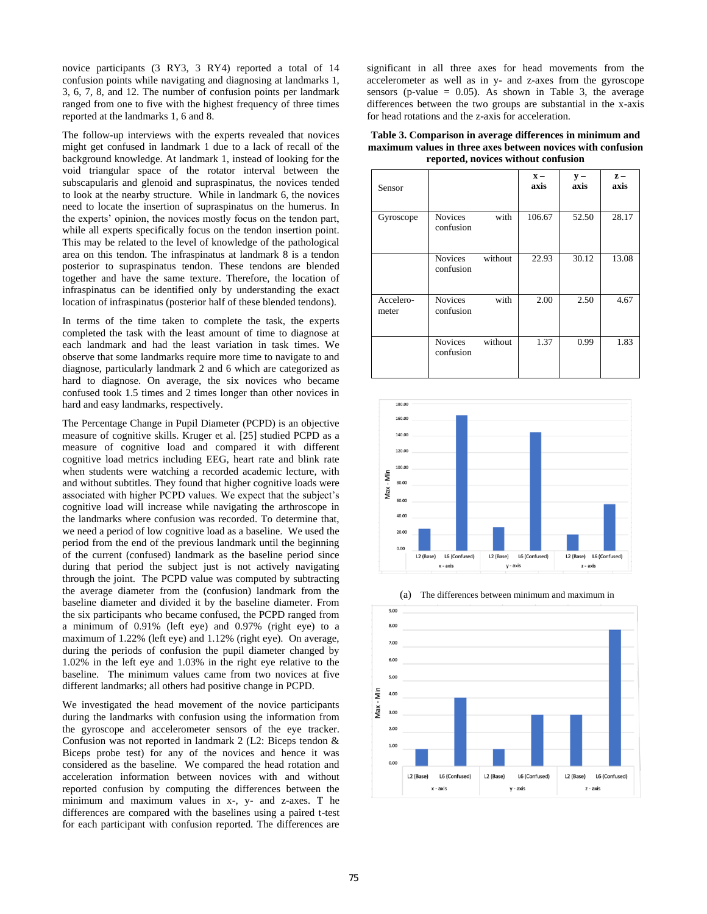novice participants (3 RY3, 3 RY4) reported a total of 14 confusion points while navigating and diagnosing at landmarks 1, 3, 6, 7, 8, and 12. The number of confusion points per landmark ranged from one to five with the highest frequency of three times reported at the landmarks 1, 6 and 8.

The follow-up interviews with the experts revealed that novices might get confused in landmark 1 due to a lack of recall of the background knowledge. At landmark 1, instead of looking for the void triangular space of the rotator interval between the subscapularis and glenoid and supraspinatus, the novices tended to look at the nearby structure. While in landmark 6, the novices need to locate the insertion of supraspinatus on the humerus. In the experts' opinion, the novices mostly focus on the tendon part, while all experts specifically focus on the tendon insertion point. This may be related to the level of knowledge of the pathological area on this tendon. The infraspinatus at landmark 8 is a tendon posterior to supraspinatus tendon. These tendons are blended together and have the same texture. Therefore, the location of infraspinatus can be identified only by understanding the exact location of infraspinatus (posterior half of these blended tendons).

In terms of the time taken to complete the task, the experts completed the task with the least amount of time to diagnose at each landmark and had the least variation in task times. We observe that some landmarks require more time to navigate to and diagnose, particularly landmark 2 and 6 which are categorized as hard to diagnose. On average, the six novices who became confused took 1.5 times and 2 times longer than other novices in hard and easy landmarks, respectively.

The Percentage Change in Pupil Diameter (PCPD) is an objective measure of cognitive skills. Kruger et al. [25] studied PCPD as a measure of cognitive load and compared it with different cognitive load metrics including EEG, heart rate and blink rate when students were watching a recorded academic lecture, with and without subtitles. They found that higher cognitive loads were associated with higher PCPD values. We expect that the subject's cognitive load will increase while navigating the arthroscope in the landmarks where confusion was recorded. To determine that, we need a period of low cognitive load as a baseline. We used the period from the end of the previous landmark until the beginning of the current (confused) landmark as the baseline period since during that period the subject just is not actively navigating through the joint. The PCPD value was computed by subtracting the average diameter from the (confusion) landmark from the baseline diameter and divided it by the baseline diameter. From the six participants who became confused, the PCPD ranged from a minimum of 0.91% (left eye) and 0.97% (right eye) to a maximum of 1.22% (left eye) and 1.12% (right eye). On average, during the periods of confusion the pupil diameter changed by 1.02% in the left eye and 1.03% in the right eye relative to the baseline. The minimum values came from two novices at five different landmarks; all others had positive change in PCPD.

We investigated the head movement of the novice participants during the landmarks with confusion using the information from the gyroscope and accelerometer sensors of the eye tracker. Confusion was not reported in landmark 2 (L2: Biceps tendon & Biceps probe test) for any of the novices and hence it was considered as the baseline. We compared the head rotation and acceleration information between novices with and without reported confusion by computing the differences between the minimum and maximum values in x-, y- and z-axes. T he differences are compared with the baselines using a paired t-test for each participant with confusion reported. The differences are significant in all three axes for head movements from the accelerometer as well as in y- and z-axes from the gyroscope sensors (p-value = 0.05). As shown in Table 3, the average differences between the two groups are substantial in the x-axis for head rotations and the z-axis for acceleration.

**Table 3. Comparison in average differences in minimum and maximum values in three axes between novices with confusion reported, novices without confusion**

| Sensor | | x – axis | y – axis | z – axis |
|---|---|---|---|---|
| Gyroscope | Novices with confusion | 106.67 | 52.50 | 28.17 |
| | Novices without confusion | 22.93 | 30.12 | 13.08 |
| Accelero-meter | Novices with confusion | 2.00 | 2.50 | 4.67 |
| | Novices without confusion | 1.37 | 0.99 | 1.83 |

(a) The differences between minimum and maximum in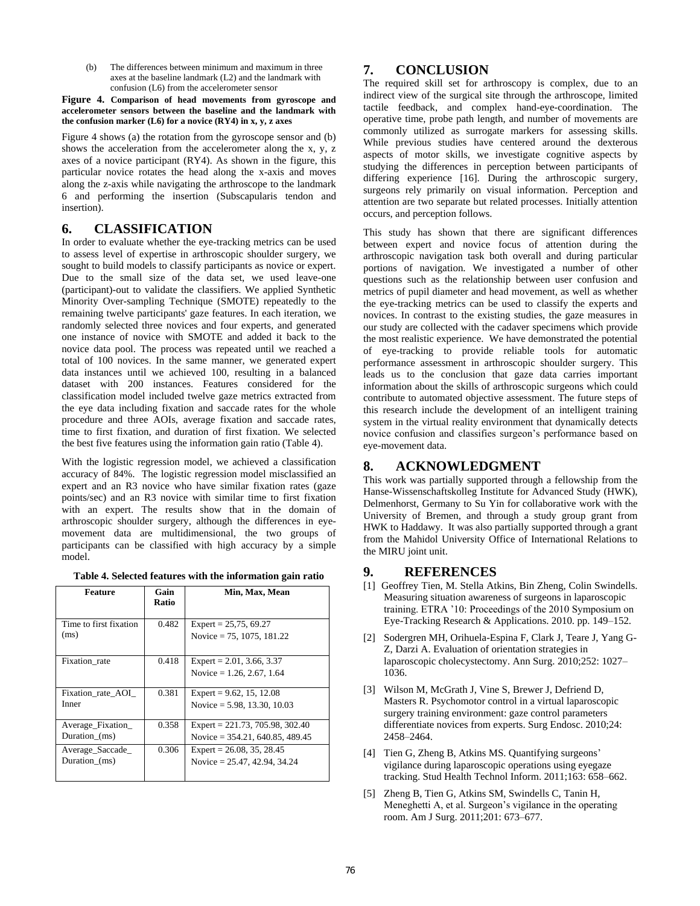(b) The differences between minimum and maximum in three axes at the baseline landmark (L2) and the landmark with confusion (L6) from the accelerometer sensor

**Figure 4. Comparison of head movements from gyroscope and accelerometer sensors between the baseline and the landmark with the confusion marker (L6) for a novice (RY4) in x, y, z axes**

Figure 4 shows (a) the rotation from the gyroscope sensor and (b) shows the acceleration from the accelerometer along the x, y, z axes of a novice participant (RY4). As shown in the figure, this particular novice rotates the head along the x-axis and moves along the z-axis while navigating the arthroscope to the landmark 6 and performing the insertion (Subscapularis tendon and insertion).

# 6. CLASSIFICATION

In order to evaluate whether the eye-tracking metrics can be used to assess level of expertise in arthroscopic shoulder surgery, we sought to build models to classify participants as novice or expert. Due to the small size of the data set, we used leave-one (participant)-out to validate the classifiers. We applied Synthetic Minority Over-sampling Technique (SMOTE) repeatedly to the remaining twelve participants' gaze features. In each iteration, we randomly selected three novices and four experts, and generated one instance of novice with SMOTE and added it back to the novice data pool. The process was repeated until we reached a total of 100 novices. In the same manner, we generated expert data instances until we achieved 100, resulting in a balanced dataset with 200 instances. Features considered for the classification model included twelve gaze metrics extracted from the eye data including fixation and saccade rates for the whole procedure and three AOIs, average fixation and saccade rates, time to first fixation, and duration of first fixation. We selected the best five features using the information gain ratio (Table 4).

With the logistic regression model, we achieved a classification accuracy of 84%. The logistic regression model misclassified an expert and an R3 novice who have similar fixation rates (gaze points/sec) and an R3 novice with similar time to first fixation with an expert. The results show that in the domain of arthroscopic shoulder surgery, although the differences in eye-movement data are multidimensional, the two groups of participants can be classified with high accuracy by a simple model.

**Table 4. Selected features with the information gain ratio**

| Feature | Gain Ratio | Min, Max, Mean |
|---|---|---|
| Time to first fixation (ms) | 0.482 | Expert = 25,75, 69.27<br>Novice = 75, 1075, 181.22 |
| Fixation_rate | 0.418 | Expert = 2.01, 3.66, 3.37<br>Novice = 1.26, 2.67, 1.64 |
| Fixation_rate_AOI_Inner | 0.381 | Expert = 9.62, 15, 12.08<br>Novice = 5.98, 13.30, 10.03 |
| Average_Fixation_Duration_(ms) | 0.358 | Expert = 221.73, 705.98, 302.40<br>Novice = 354.21, 640.85, 489.45 |
| Average_Saccade_Duration_(ms) | 0.306 | Expert = 26.08, 35, 28.45<br>Novice = 25.47, 42.94, 34.24 |

# 7. CONCLUSION

The required skill set for arthroscopy is complex, due to an indirect view of the surgical site through the arthroscope, limited tactile feedback, and complex hand-eye-coordination. The operative time, probe path length, and number of movements are commonly utilized as surrogate markers for assessing skills. While previous studies have centered around the dexterous aspects of motor skills, we investigate cognitive aspects by studying the differences in perception between participants of differing experience [16]. During the arthroscopic surgery, surgeons rely primarily on visual information. Perception and attention are two separate but related processes. Initially attention occurs, and perception follows.

This study has shown that there are significant differences between expert and novice focus of attention during the arthroscopic navigation task both overall and during particular portions of navigation. We investigated a number of other questions such as the relationship between user confusion and metrics of pupil diameter and head movement, as well as whether the eye-tracking metrics can be used to classify the experts and novices. In contrast to the existing studies, the gaze measures in our study are collected with the cadaver specimens which provide the most realistic experience. We have demonstrated the potential of eye-tracking to provide reliable tools for automatic performance assessment in arthroscopic shoulder surgery. This leads us to the conclusion that gaze data carries important information about the skills of arthroscopic surgeons which could contribute to automated objective assessment. The future steps of this research include the development of an intelligent training system in the virtual reality environment that dynamically detects novice confusion and classifies surgeon's performance based on eye-movement data.

# 8. ACKNOWLEDGMENT

This work was partially supported through a fellowship from the Hanse-Wissenschaftskolleg Institute for Advanced Study (HWK), Delmenhorst, Germany to Su Yin for collaborative work with the University of Bremen, and through a study group grant from HWK to Haddawy. It was also partially supported through a grant from the Mahidol University Office of International Relations to the MIRU joint unit.

# 9. REFERENCES

[1] Geoffrey Tien, M. Stella Atkins, Bin Zheng, Colin Swindells. Measuring situation awareness of surgeons in laparoscopic training. ETRA '10: Proceedings of the 2010 Symposium on Eye-Tracking Research & Applications. 2010. pp. 149–152.

[2] Sodergren MH, Orihuela-Espina F, Clark J, Teare J, Yang G-Z, Darzi A. Evaluation of orientation strategies in laparoscopic cholecystectomy. Ann Surg. 2010;252: 1027–1036.

[3] Wilson M, McGrath J, Vine S, Brewer J, Defriend D, Masters R. Psychomotor control in a virtual laparoscopic surgery training environment: gaze control parameters differentiate novices from experts. Surg Endosc. 2010;24: 2458–2464.

[4] Tien G, Zheng B, Atkins MS. Quantifying surgeons' vigilance during laparoscopic operations using eyegaze tracking. Stud Health Technol Inform. 2011;163: 658–662.

[5] Zheng B, Tien G, Atkins SM, Swindells C, Tanin H, Meneghetti A, et al. Surgeon's vigilance in the operating room. Am J Surg. 2011;201: 673–677.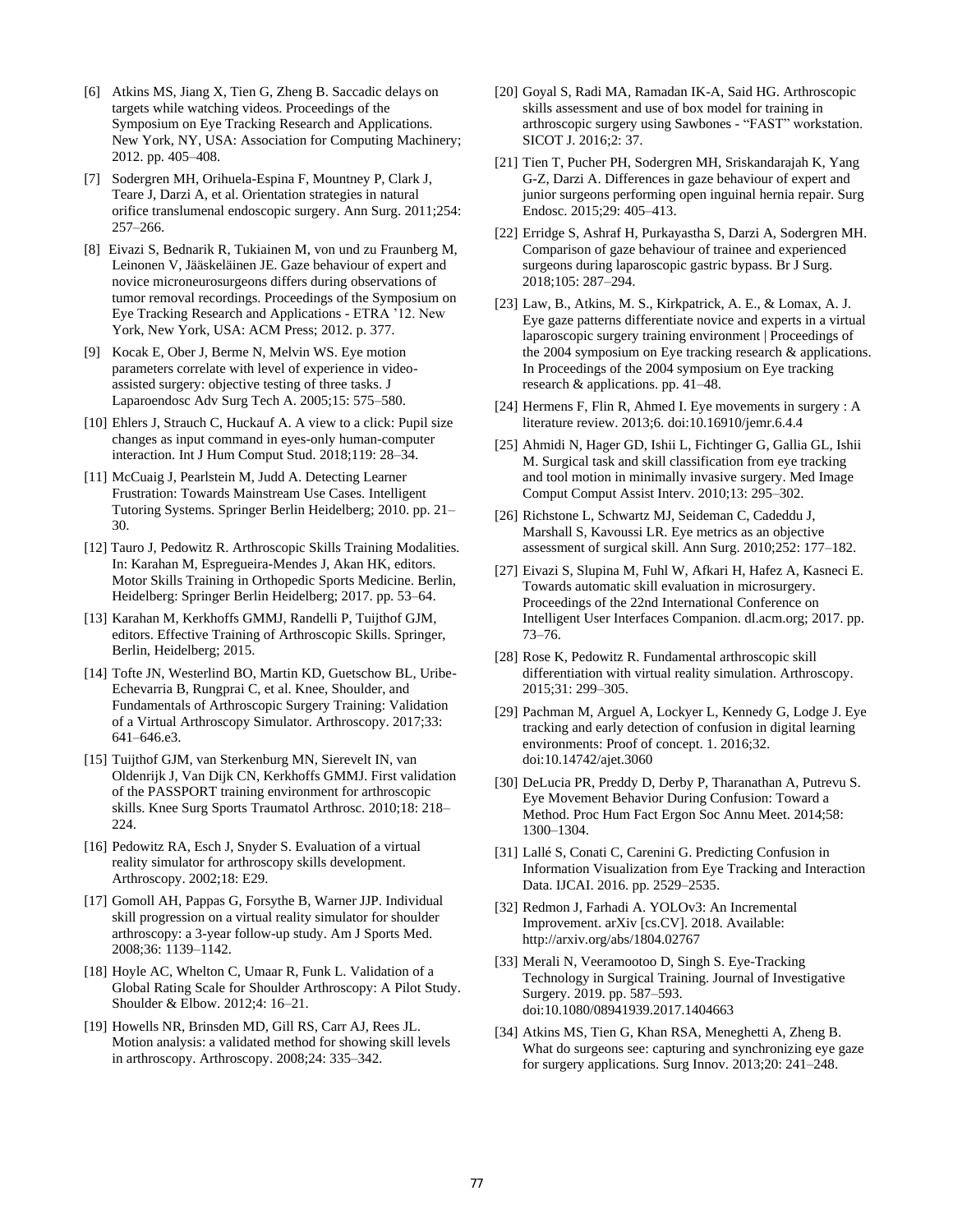[6] Atkins MS, Jiang X, Tien G, Zheng B. Saccadic delays on targets while watching videos. Proceedings of the Symposium on Eye Tracking Research and Applications. New York, NY, USA: Association for Computing Machinery; 2012. pp. 405–408.

[7] Sodergren MH, Orihuela-Espina F, Mountney P, Clark J, Teare J, Darzi A, et al. Orientation strategies in natural orifice translumenal endoscopic surgery. Ann Surg. 2011;254: 257–266.

[8] Eivazi S, Bednarik R, Tukiainen M, von und zu Fraunberg M, Leinonen V, Jääskeläinen JE. Gaze behaviour of expert and novice microneurosurgeons differs during observations of tumor removal recordings. Proceedings of the Symposium on Eye Tracking Research and Applications - ETRA '12. New York, New York, USA: ACM Press; 2012. p. 377.

[9] Kocak E, Ober J, Berme N, Melvin WS. Eye motion parameters correlate with level of experience in video-assisted surgery: objective testing of three tasks. J Laparoendosc Adv Surg Tech A. 2005;15: 575–580.

[10] Ehlers J, Strauch C, Huckauf A. A view to a click: Pupil size changes as input command in eyes-only human-computer interaction. Int J Hum Comput Stud. 2018;119: 28–34.

[11] McCuaig J, Pearlstein M, Judd A. Detecting Learner Frustration: Towards Mainstream Use Cases. Intelligent Tutoring Systems. Springer Berlin Heidelberg; 2010. pp. 21–30.

[12] Tauro J, Pedowitz R. Arthroscopic Skills Training Modalities. In: Karahan M, Espregueira-Mendes J, Akan HK, editors. Motor Skills Training in Orthopedic Sports Medicine. Berlin, Heidelberg: Springer Berlin Heidelberg; 2017. pp. 53–64.

[13] Karahan M, Kerkhoffs GMMJ, Randelli P, Tuijthof GJM, editors. Effective Training of Arthroscopic Skills. Springer, Berlin, Heidelberg; 2015.

[14] Tofte JN, Westerlind BO, Martin KD, Guetschow BL, Uribe-Echevarria B, Rungprai C, et al. Knee, Shoulder, and Fundamentals of Arthroscopic Surgery Training: Validation of a Virtual Arthroscopy Simulator. Arthroscopy. 2017;33: 641–646.e3.

[15] Tuijthof GJM, van Sterkenburg MN, Sierevelt IN, van Oldenrijk J, Van Dijk CN, Kerkhoffs GMMJ. First validation of the PASSPORT training environment for arthroscopic skills. Knee Surg Sports Traumatol Arthrosc. 2010;18: 218–224.

[16] Pedowitz RA, Esch J, Snyder S. Evaluation of a virtual reality simulator for arthroscopy skills development. Arthroscopy. 2002;18: E29.

[17] Gomoll AH, Pappas G, Forsythe B, Warner JJP. Individual skill progression on a virtual reality simulator for shoulder arthroscopy: a 3-year follow-up study. Am J Sports Med. 2008;36: 1139–1142.

[18] Hoyle AC, Whelton C, Umaar R, Funk L. Validation of a Global Rating Scale for Shoulder Arthroscopy: A Pilot Study. Shoulder & Elbow. 2012;4: 16–21.

[19] Howells NR, Brinsden MD, Gill RS, Carr AJ, Rees JL. Motion analysis: a validated method for showing skill levels in arthroscopy. Arthroscopy. 2008;24: 335–342.

[20] Goyal S, Radi MA, Ramadan IK-A, Said HG. Arthroscopic skills assessment and use of box model for training in arthroscopic surgery using Sawbones - "FAST" workstation. SICOT J. 2016;2: 37.

[21] Tien T, Pucher PH, Sodergren MH, Sriskandarajah K, Yang G-Z, Darzi A. Differences in gaze behaviour of expert and junior surgeons performing open inguinal hernia repair. Surg Endosc. 2015;29: 405–413.

[22] Erridge S, Ashraf H, Purkayastha S, Darzi A, Sodergren MH. Comparison of gaze behaviour of trainee and experienced surgeons during laparoscopic gastric bypass. Br J Surg. 2018;105: 287–294.

[23] Law, B., Atkins, M. S., Kirkpatrick, A. E., & Lomax, A. J. Eye gaze patterns differentiate novice and experts in a virtual laparoscopic surgery training environment | Proceedings of the 2004 symposium on Eye tracking research & applications. In Proceedings of the 2004 symposium on Eye tracking research & applications. pp. 41–48.

[24] Hermens F, Flin R, Ahmed I. Eye movements in surgery : A literature review. 2013;6. doi:10.16910/jemr.6.4.4

[25] Ahmidi N, Hager GD, Ishii L, Fichtinger G, Gallia GL, Ishii M. Surgical task and skill classification from eye tracking and tool motion in minimally invasive surgery. Med Image Comput Comput Assist Interv. 2010;13: 295–302.

[26] Richstone L, Schwartz MJ, Seideman C, Cadeddu J, Marshall S, Kavoussi LR. Eye metrics as an objective assessment of surgical skill. Ann Surg. 2010;252: 177–182.

[27] Eivazi S, Slupina M, Fuhl W, Afkari H, Hafez A, Kasneci E. Towards automatic skill evaluation in microsurgery. Proceedings of the 22nd International Conference on Intelligent User Interfaces Companion. dl.acm.org; 2017. pp. 73–76.

[28] Rose K, Pedowitz R. Fundamental arthroscopic skill differentiation with virtual reality simulation. Arthroscopy. 2015;31: 299–305.

[29] Pachman M, Arguel A, Lockyer L, Kennedy G, Lodge J. Eye tracking and early detection of confusion in digital learning environments: Proof of concept. 1. 2016;32. doi:10.14742/ajet.3060

[30] DeLucia PR, Preddy D, Derby P, Tharanathan A, Putrevu S. Eye Movement Behavior During Confusion: Toward a Method. Proc Hum Fact Ergon Soc Annu Meet. 2014;58: 1300–1304.

[31] Lallé S, Conati C, Carenini G. Predicting Confusion in Information Visualization from Eye Tracking and Interaction Data. IJCAI. 2016. pp. 2529–2535.

[32] Redmon J, Farhadi A. YOLOv3: An Incremental Improvement. arXiv [cs.CV]. 2018. Available: http://arxiv.org/abs/1804.02767

[33] Merali N, Veeramootoo D, Singh S. Eye-Tracking Technology in Surgical Training. Journal of Investigative Surgery. 2019. pp. 587–593. doi:10.1080/08941939.2017.1404663

[34] Atkins MS, Tien G, Khan RSA, Meneghetti A, Zheng B. What do surgeons see: capturing and synchronizing eye gaze for surgery applications. Surg Innov. 2013;20: 241–248.